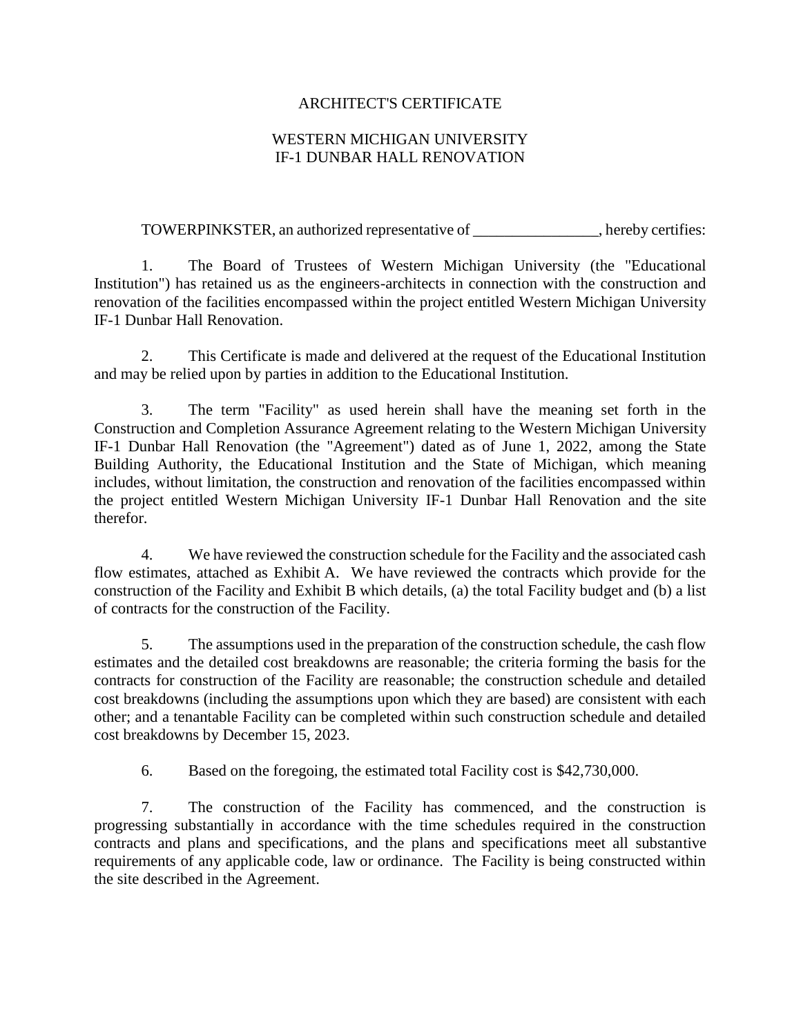# ARCHITECT'S CERTIFICATE

## WESTERN MICHIGAN UNIVERSITY
## IF-1 DUNBAR HALL RENOVATION

TOWERPINKSTER, an authorized representative of ________________, hereby certifies:

1. The Board of Trustees of Western Michigan University (the "Educational Institution") has retained us as the engineers-architects in connection with the construction and renovation of the facilities encompassed within the project entitled Western Michigan University IF-1 Dunbar Hall Renovation.

2. This Certificate is made and delivered at the request of the Educational Institution and may be relied upon by parties in addition to the Educational Institution.

3. The term "Facility" as used herein shall have the meaning set forth in the Construction and Completion Assurance Agreement relating to the Western Michigan University IF-1 Dunbar Hall Renovation (the "Agreement") dated as of June 1, 2022, among the State Building Authority, the Educational Institution and the State of Michigan, which meaning includes, without limitation, the construction and renovation of the facilities encompassed within the project entitled Western Michigan University IF-1 Dunbar Hall Renovation and the site therefor.

4. We have reviewed the construction schedule for the Facility and the associated cash flow estimates, attached as Exhibit A. We have reviewed the contracts which provide for the construction of the Facility and Exhibit B which details, (a) the total Facility budget and (b) a list of contracts for the construction of the Facility.

5. The assumptions used in the preparation of the construction schedule, the cash flow estimates and the detailed cost breakdowns are reasonable; the criteria forming the basis for the contracts for construction of the Facility are reasonable; the construction schedule and detailed cost breakdowns (including the assumptions upon which they are based) are consistent with each other; and a tenantable Facility can be completed within such construction schedule and detailed cost breakdowns by December 15, 2023.

6. Based on the foregoing, the estimated total Facility cost is $42,730,000.

7. The construction of the Facility has commenced, and the construction is progressing substantially in accordance with the time schedules required in the construction contracts and plans and specifications, and the plans and specifications meet all substantive requirements of any applicable code, law or ordinance. The Facility is being constructed within the site described in the Agreement.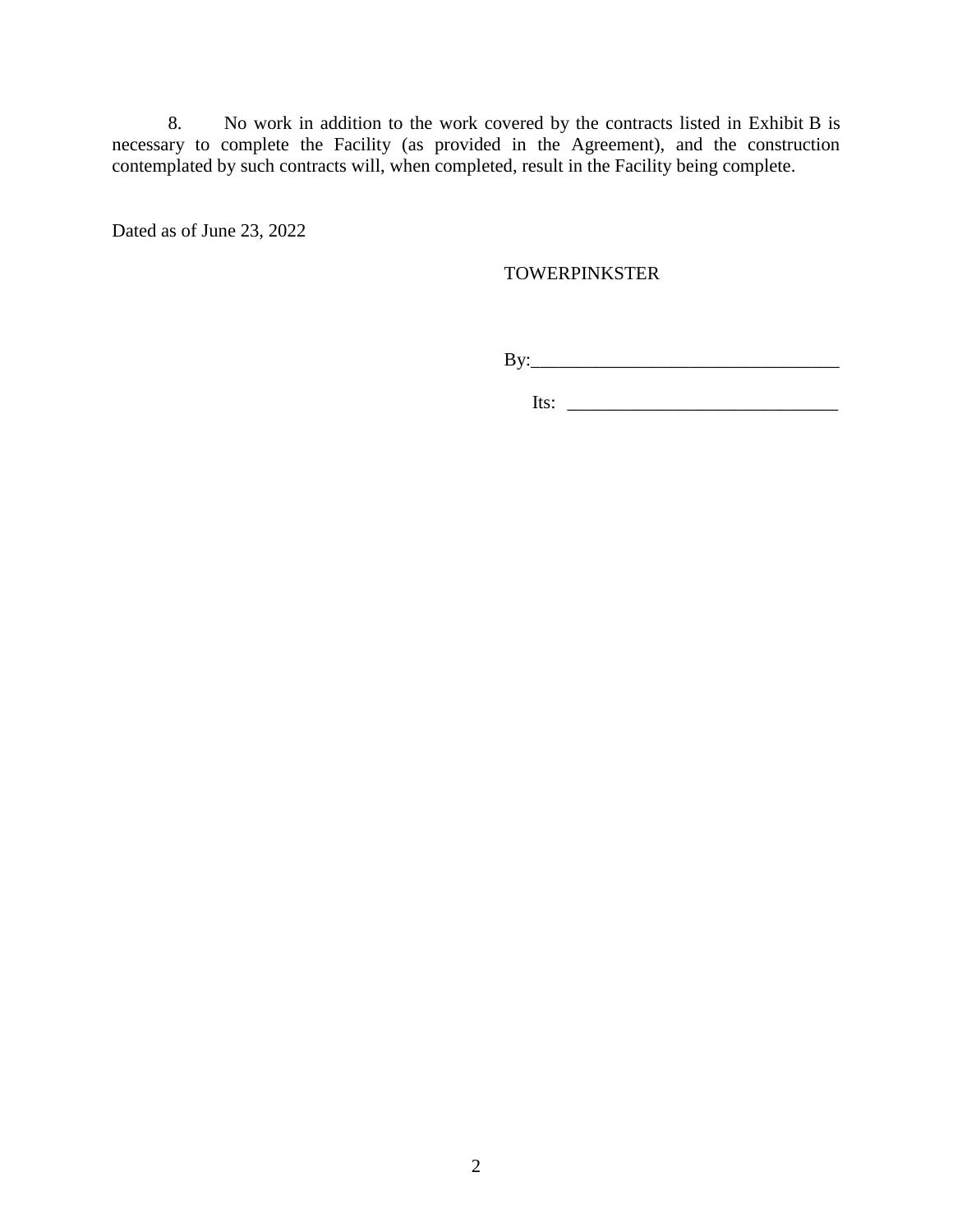8. No work in addition to the work covered by the contracts listed in Exhibit B is necessary to complete the Facility (as provided in the Agreement), and the construction contemplated by such contracts will, when completed, result in the Facility being complete.

Dated as of June 23, 2022

TOWERPINKSTER

By:_________________________________

Its: _____________________________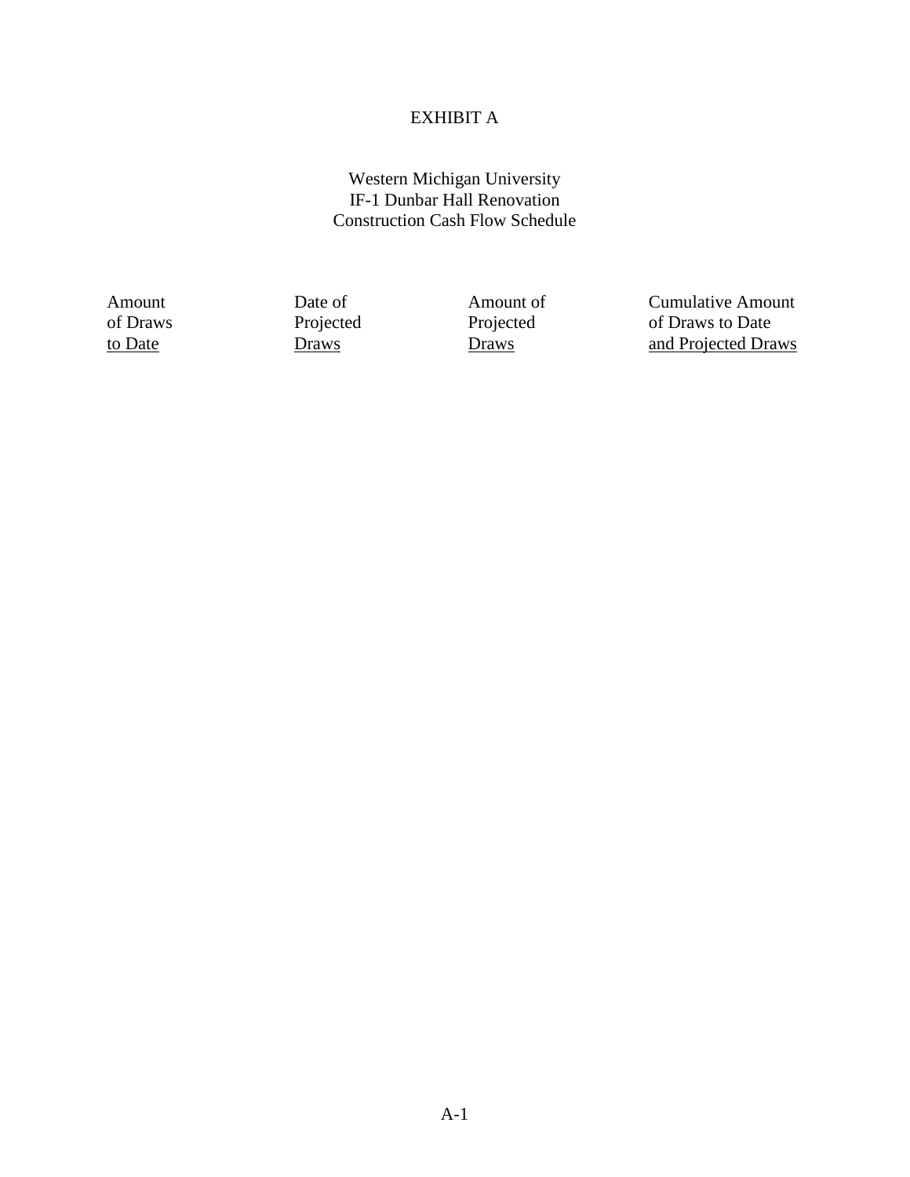# EXHIBIT A

## Western Michigan University
## IF-1 Dunbar Hall Renovation
## Construction Cash Flow Schedule

| Amount of Draws to Date | Date of Projected Draws | Amount of Projected Draws | Cumulative Amount of Draws to Date and Projected Draws |
|---|---|---|---|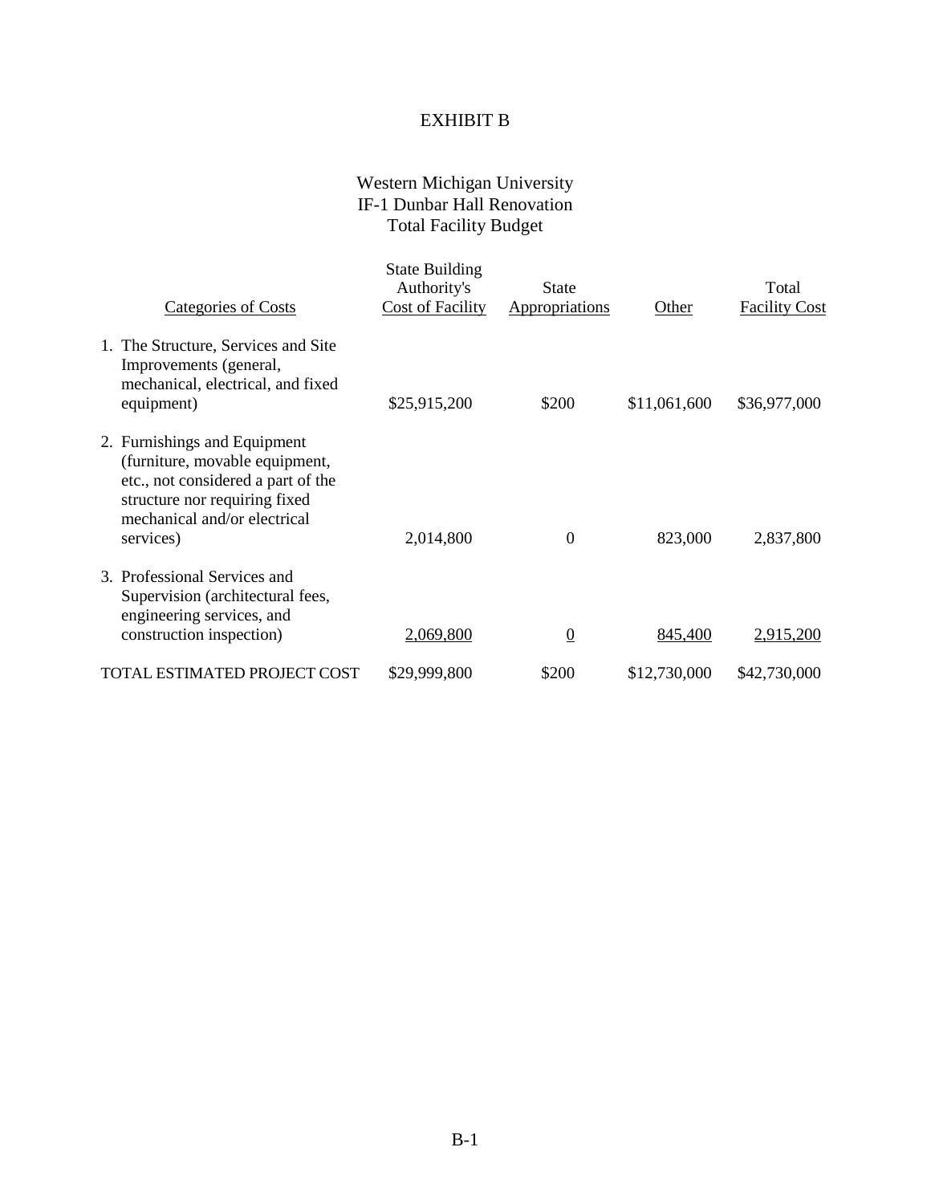# EXHIBIT B

## Western Michigan University
## IF-1 Dunbar Hall Renovation
## Total Facility Budget

| Categories of Costs | State Building Authority's Cost of Facility | State Appropriations | Other | Total Facility Cost |
|---|---|---|---|---|
| 1. The Structure, Services and Site Improvements (general, mechanical, electrical, and fixed equipment) | $25,915,200 | $200 | $11,061,600 | $36,977,000 |
| 2. Furnishings and Equipment (furniture, movable equipment, etc., not considered a part of the structure nor requiring fixed mechanical and/or electrical services) | 2,014,800 | 0 | 823,000 | 2,837,800 |
| 3. Professional Services and Supervision (architectural fees, engineering services, and construction inspection) | 2,069,800 | 0 | 845,400 | 2,915,200 |
| TOTAL ESTIMATED PROJECT COST | $29,999,800 | $200 | $12,730,000 | $42,730,000 |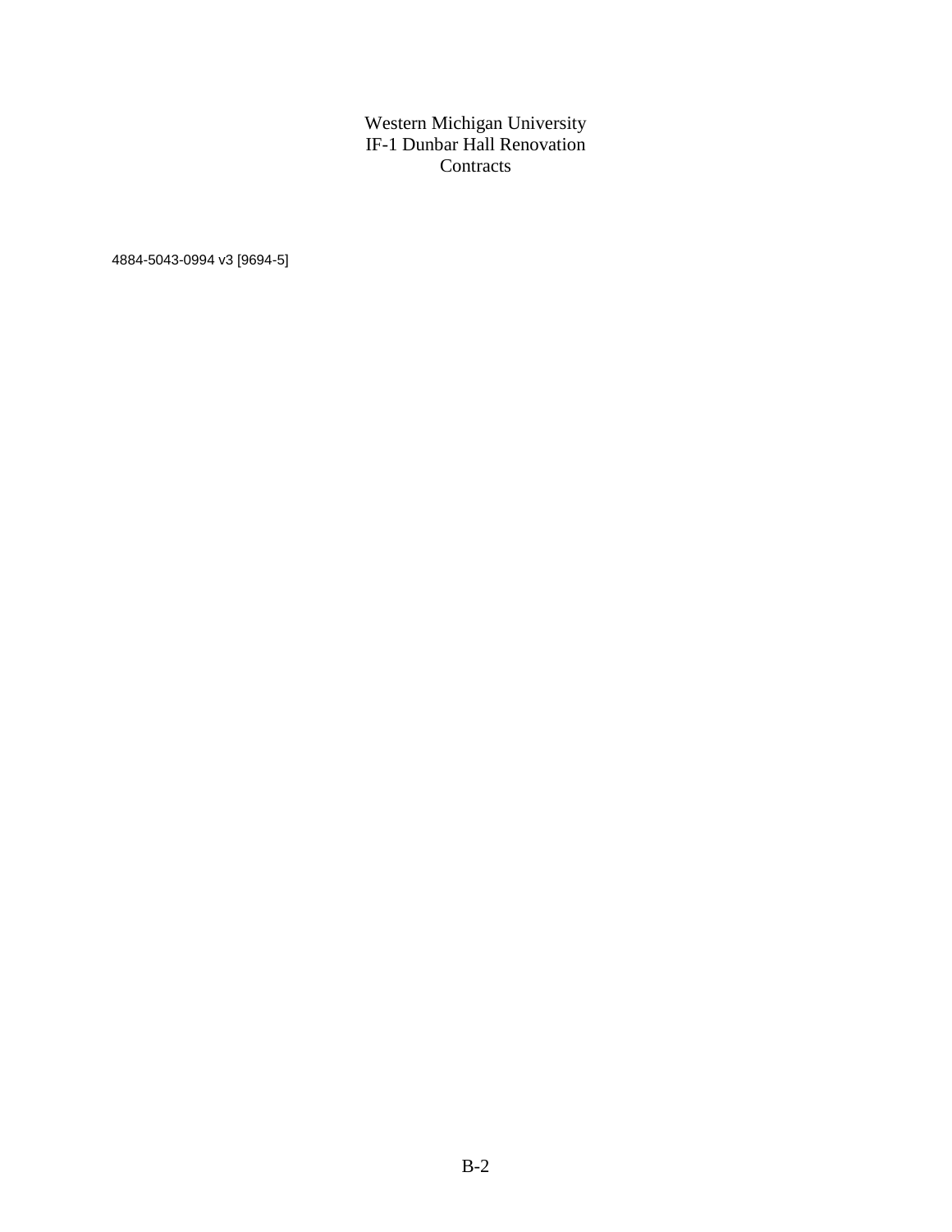Western Michigan University
IF-1 Dunbar Hall Renovation
Contracts

4884-5043-0994 v3 [9694-5]